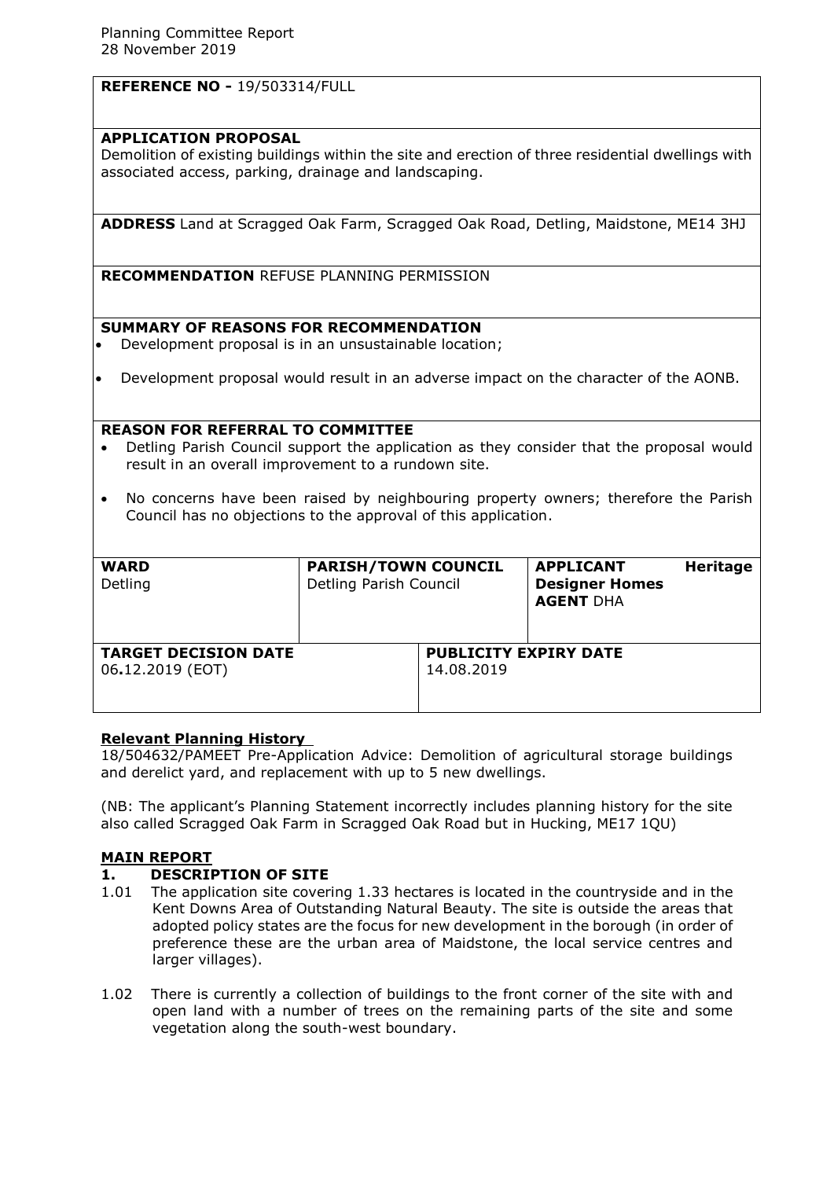Planning Committee Report
28 November 2019

**REFERENCE NO -** 19/503314/FULL

**APPLICATION PROPOSAL**
Demolition of existing buildings within the site and erection of three residential dwellings with associated access, parking, drainage and landscaping.

**ADDRESS** Land at Scragged Oak Farm, Scragged Oak Road, Detling, Maidstone, ME14 3HJ

**RECOMMENDATION** REFUSE PLANNING PERMISSION

**SUMMARY OF REASONS FOR RECOMMENDATION**

- Development proposal is in an unsustainable location;
- Development proposal would result in an adverse impact on the character of the AONB.

**REASON FOR REFERRAL TO COMMITTEE**

- Detling Parish Council support the application as they consider that the proposal would result in an overall improvement to a rundown site.
- No concerns have been raised by neighbouring property owners; therefore the Parish Council has no objections to the approval of this application.

| **WARD** | **PARISH/TOWN COUNCIL** | **APPLICANT** Heritage Designer Homes |
|---|---|---|
| Detling | Detling Parish Council | **AGENT** DHA |

| **TARGET DECISION DATE** | **PUBLICITY EXPIRY DATE** |
|---|---|
| 06.12.2019 (EOT) | 14.08.2019 |

**Relevant Planning History**

18/504632/PAMEET Pre-Application Advice: Demolition of agricultural storage buildings and derelict yard, and replacement with up to 5 new dwellings.

(NB: The applicant's Planning Statement incorrectly includes planning history for the site also called Scragged Oak Farm in Scragged Oak Road but in Hucking, ME17 1QU)

## MAIN REPORT

### 1. DESCRIPTION OF SITE

1.01 The application site covering 1.33 hectares is located in the countryside and in the Kent Downs Area of Outstanding Natural Beauty. The site is outside the areas that adopted policy states are the focus for new development in the borough (in order of preference these are the urban area of Maidstone, the local service centres and larger villages).

1.02 There is currently a collection of buildings to the front corner of the site with and open land with a number of trees on the remaining parts of the site and some vegetation along the south-west boundary.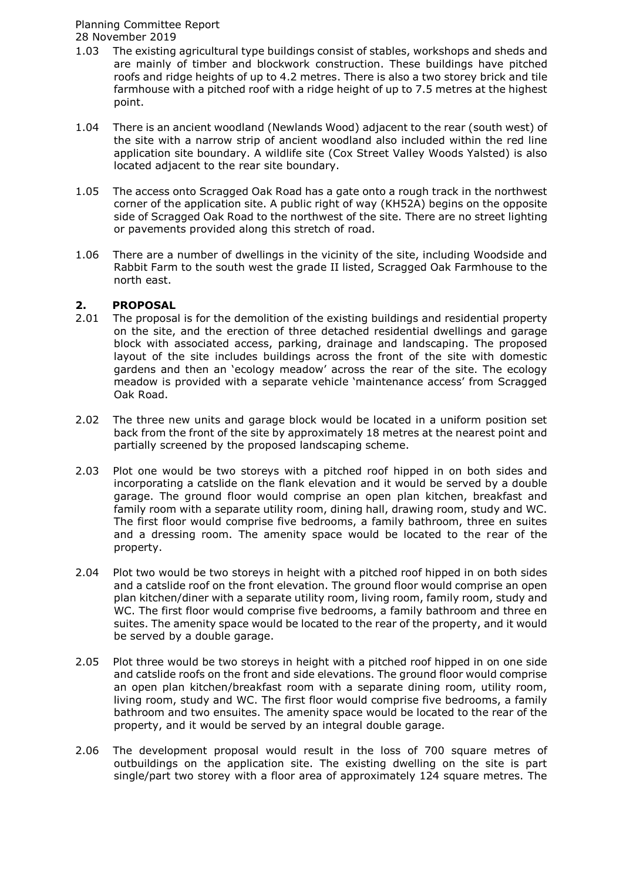1.03 The existing agricultural type buildings consist of stables, workshops and sheds and are mainly of timber and blockwork construction. These buildings have pitched roofs and ridge heights of up to 4.2 metres. There is also a two storey brick and tile farmhouse with a pitched roof with a ridge height of up to 7.5 metres at the highest point.

1.04 There is an ancient woodland (Newlands Wood) adjacent to the rear (south west) of the site with a narrow strip of ancient woodland also included within the red line application site boundary. A wildlife site (Cox Street Valley Woods Yalsted) is also located adjacent to the rear site boundary.

1.05 The access onto Scragged Oak Road has a gate onto a rough track in the northwest corner of the application site. A public right of way (KH52A) begins on the opposite side of Scragged Oak Road to the northwest of the site. There are no street lighting or pavements provided along this stretch of road.

1.06 There are a number of dwellings in the vicinity of the site, including Woodside and Rabbit Farm to the south west the grade II listed, Scragged Oak Farmhouse to the north east.

## 2. PROPOSAL

2.01 The proposal is for the demolition of the existing buildings and residential property on the site, and the erection of three detached residential dwellings and garage block with associated access, parking, drainage and landscaping. The proposed layout of the site includes buildings across the front of the site with domestic gardens and then an 'ecology meadow' across the rear of the site. The ecology meadow is provided with a separate vehicle 'maintenance access' from Scragged Oak Road.

2.02 The three new units and garage block would be located in a uniform position set back from the front of the site by approximately 18 metres at the nearest point and partially screened by the proposed landscaping scheme.

2.03 Plot one would be two storeys with a pitched roof hipped in on both sides and incorporating a catslide on the flank elevation and it would be served by a double garage. The ground floor would comprise an open plan kitchen, breakfast and family room with a separate utility room, dining hall, drawing room, study and WC. The first floor would comprise five bedrooms, a family bathroom, three en suites and a dressing room. The amenity space would be located to the rear of the property.

2.04 Plot two would be two storeys in height with a pitched roof hipped in on both sides and a catslide roof on the front elevation. The ground floor would comprise an open plan kitchen/diner with a separate utility room, living room, family room, study and WC. The first floor would comprise five bedrooms, a family bathroom and three en suites. The amenity space would be located to the rear of the property, and it would be served by a double garage.

2.05 Plot three would be two storeys in height with a pitched roof hipped in on one side and catslide roofs on the front and side elevations. The ground floor would comprise an open plan kitchen/breakfast room with a separate dining room, utility room, living room, study and WC. The first floor would comprise five bedrooms, a family bathroom and two ensuites. The amenity space would be located to the rear of the property, and it would be served by an integral double garage.

2.06 The development proposal would result in the loss of 700 square metres of outbuildings on the application site. The existing dwelling on the site is part single/part two storey with a floor area of approximately 124 square metres. The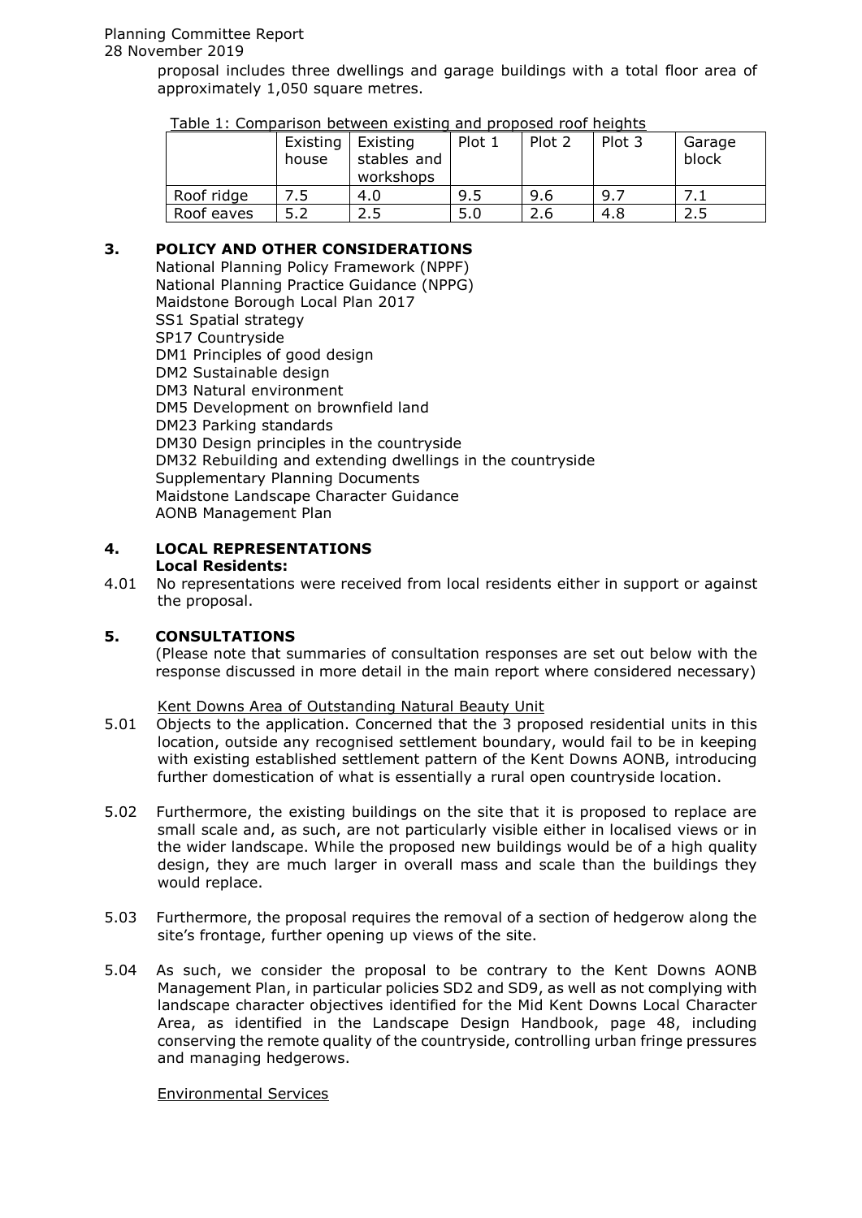proposal includes three dwellings and garage buildings with a total floor area of approximately 1,050 square metres.

Table 1: Comparison between existing and proposed roof heights

| | Existing house | Existing stables and workshops | Plot 1 | Plot 2 | Plot 3 | Garage block |
|---|---|---|---|---|---|---|
| Roof ridge | 7.5 | 4.0 | 9.5 | 9.6 | 9.7 | 7.1 |
| Roof eaves | 5.2 | 2.5 | 5.0 | 2.6 | 4.8 | 2.5 |

## 3. POLICY AND OTHER CONSIDERATIONS

National Planning Policy Framework (NPPF)
National Planning Practice Guidance (NPPG)
Maidstone Borough Local Plan 2017
SS1 Spatial strategy
SP17 Countryside
DM1 Principles of good design
DM2 Sustainable design
DM3 Natural environment
DM5 Development on brownfield land
DM23 Parking standards
DM30 Design principles in the countryside
DM32 Rebuilding and extending dwellings in the countryside
Supplementary Planning Documents
Maidstone Landscape Character Guidance
AONB Management Plan

## 4. LOCAL REPRESENTATIONS

**Local Residents:**

4.01 No representations were received from local residents either in support or against the proposal.

## 5. CONSULTATIONS

(Please note that summaries of consultation responses are set out below with the response discussed in more detail in the main report where considered necessary)

Kent Downs Area of Outstanding Natural Beauty Unit

5.01 Objects to the application. Concerned that the 3 proposed residential units in this location, outside any recognised settlement boundary, would fail to be in keeping with existing established settlement pattern of the Kent Downs AONB, introducing further domestication of what is essentially a rural open countryside location.

5.02 Furthermore, the existing buildings on the site that it is proposed to replace are small scale and, as such, are not particularly visible either in localised views or in the wider landscape. While the proposed new buildings would be of a high quality design, they are much larger in overall mass and scale than the buildings they would replace.

5.03 Furthermore, the proposal requires the removal of a section of hedgerow along the site's frontage, further opening up views of the site.

5.04 As such, we consider the proposal to be contrary to the Kent Downs AONB Management Plan, in particular policies SD2 and SD9, as well as not complying with landscape character objectives identified for the Mid Kent Downs Local Character Area, as identified in the Landscape Design Handbook, page 48, including conserving the remote quality of the countryside, controlling urban fringe pressures and managing hedgerows.

Environmental Services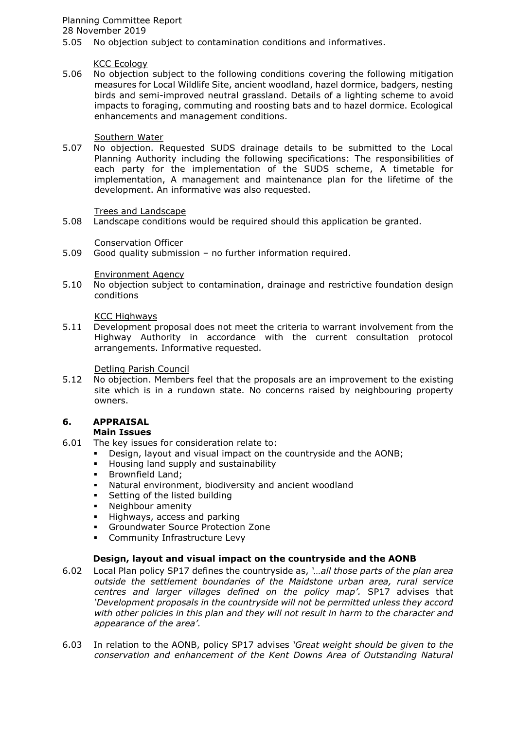5.05 No objection subject to contamination conditions and informatives.

KCC Ecology

5.06 No objection subject to the following conditions covering the following mitigation measures for Local Wildlife Site, ancient woodland, hazel dormice, badgers, nesting birds and semi-improved neutral grassland. Details of a lighting scheme to avoid impacts to foraging, commuting and roosting bats and to hazel dormice. Ecological enhancements and management conditions.

Southern Water

5.07 No objection. Requested SUDS drainage details to be submitted to the Local Planning Authority including the following specifications: The responsibilities of each party for the implementation of the SUDS scheme, A timetable for implementation, A management and maintenance plan for the lifetime of the development. An informative was also requested.

Trees and Landscape

5.08 Landscape conditions would be required should this application be granted.

Conservation Officer

5.09 Good quality submission – no further information required.

Environment Agency

5.10 No objection subject to contamination, drainage and restrictive foundation design conditions

KCC Highways

5.11 Development proposal does not meet the criteria to warrant involvement from the Highway Authority in accordance with the current consultation protocol arrangements. Informative requested.

Detling Parish Council

5.12 No objection. Members feel that the proposals are an improvement to the existing site which is in a rundown state. No concerns raised by neighbouring property owners.

## 6. APPRAISAL

### Main Issues

6.01 The key issues for consideration relate to:

- Design, layout and visual impact on the countryside and the AONB;
- Housing land supply and sustainability
- Brownfield Land;
- Natural environment, biodiversity and ancient woodland
- Setting of the listed building
- Neighbour amenity
- Highways, access and parking
- Groundwater Source Protection Zone
- Community Infrastructure Levy

### Design, layout and visual impact on the countryside and the AONB

6.02 Local Plan policy SP17 defines the countryside as, *'…all those parts of the plan area outside the settlement boundaries of the Maidstone urban area, rural service centres and larger villages defined on the policy map'.* SP17 advises that *'Development proposals in the countryside will not be permitted unless they accord with other policies in this plan and they will not result in harm to the character and appearance of the area'.*

6.03 In relation to the AONB, policy SP17 advises *'Great weight should be given to the conservation and enhancement of the Kent Downs Area of Outstanding Natural*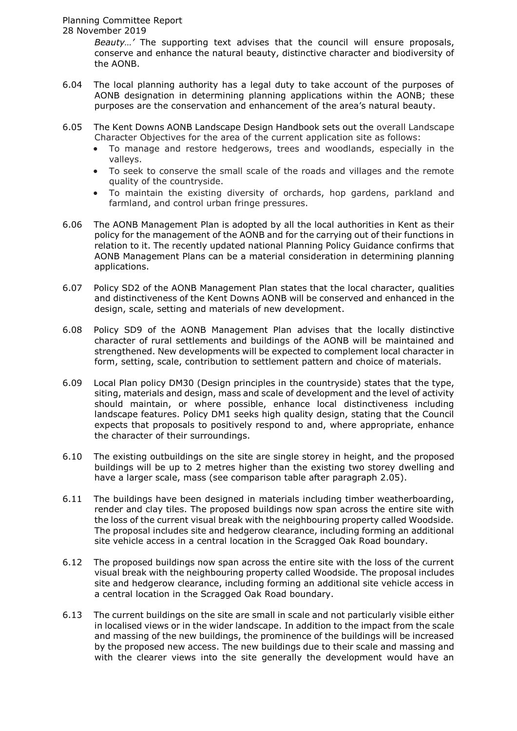*Beauty…'* The supporting text advises that the council will ensure proposals, conserve and enhance the natural beauty, distinctive character and biodiversity of the AONB.

6.04 The local planning authority has a legal duty to take account of the purposes of AONB designation in determining planning applications within the AONB; these purposes are the conservation and enhancement of the area's natural beauty.

6.05 The Kent Downs AONB Landscape Design Handbook sets out the overall Landscape Character Objectives for the area of the current application site as follows:

- To manage and restore hedgerows, trees and woodlands, especially in the valleys.
- To seek to conserve the small scale of the roads and villages and the remote quality of the countryside.
- To maintain the existing diversity of orchards, hop gardens, parkland and farmland, and control urban fringe pressures.

6.06 The AONB Management Plan is adopted by all the local authorities in Kent as their policy for the management of the AONB and for the carrying out of their functions in relation to it. The recently updated national Planning Policy Guidance confirms that AONB Management Plans can be a material consideration in determining planning applications.

6.07 Policy SD2 of the AONB Management Plan states that the local character, qualities and distinctiveness of the Kent Downs AONB will be conserved and enhanced in the design, scale, setting and materials of new development.

6.08 Policy SD9 of the AONB Management Plan advises that the locally distinctive character of rural settlements and buildings of the AONB will be maintained and strengthened. New developments will be expected to complement local character in form, setting, scale, contribution to settlement pattern and choice of materials.

6.09 Local Plan policy DM30 (Design principles in the countryside) states that the type, siting, materials and design, mass and scale of development and the level of activity should maintain, or where possible, enhance local distinctiveness including landscape features. Policy DM1 seeks high quality design, stating that the Council expects that proposals to positively respond to and, where appropriate, enhance the character of their surroundings.

6.10 The existing outbuildings on the site are single storey in height, and the proposed buildings will be up to 2 metres higher than the existing two storey dwelling and have a larger scale, mass (see comparison table after paragraph 2.05).

6.11 The buildings have been designed in materials including timber weatherboarding, render and clay tiles. The proposed buildings now span across the entire site with the loss of the current visual break with the neighbouring property called Woodside. The proposal includes site and hedgerow clearance, including forming an additional site vehicle access in a central location in the Scragged Oak Road boundary.

6.12 The proposed buildings now span across the entire site with the loss of the current visual break with the neighbouring property called Woodside. The proposal includes site and hedgerow clearance, including forming an additional site vehicle access in a central location in the Scragged Oak Road boundary.

6.13 The current buildings on the site are small in scale and not particularly visible either in localised views or in the wider landscape. In addition to the impact from the scale and massing of the new buildings, the prominence of the buildings will be increased by the proposed new access. The new buildings due to their scale and massing and with the clearer views into the site generally the development would have an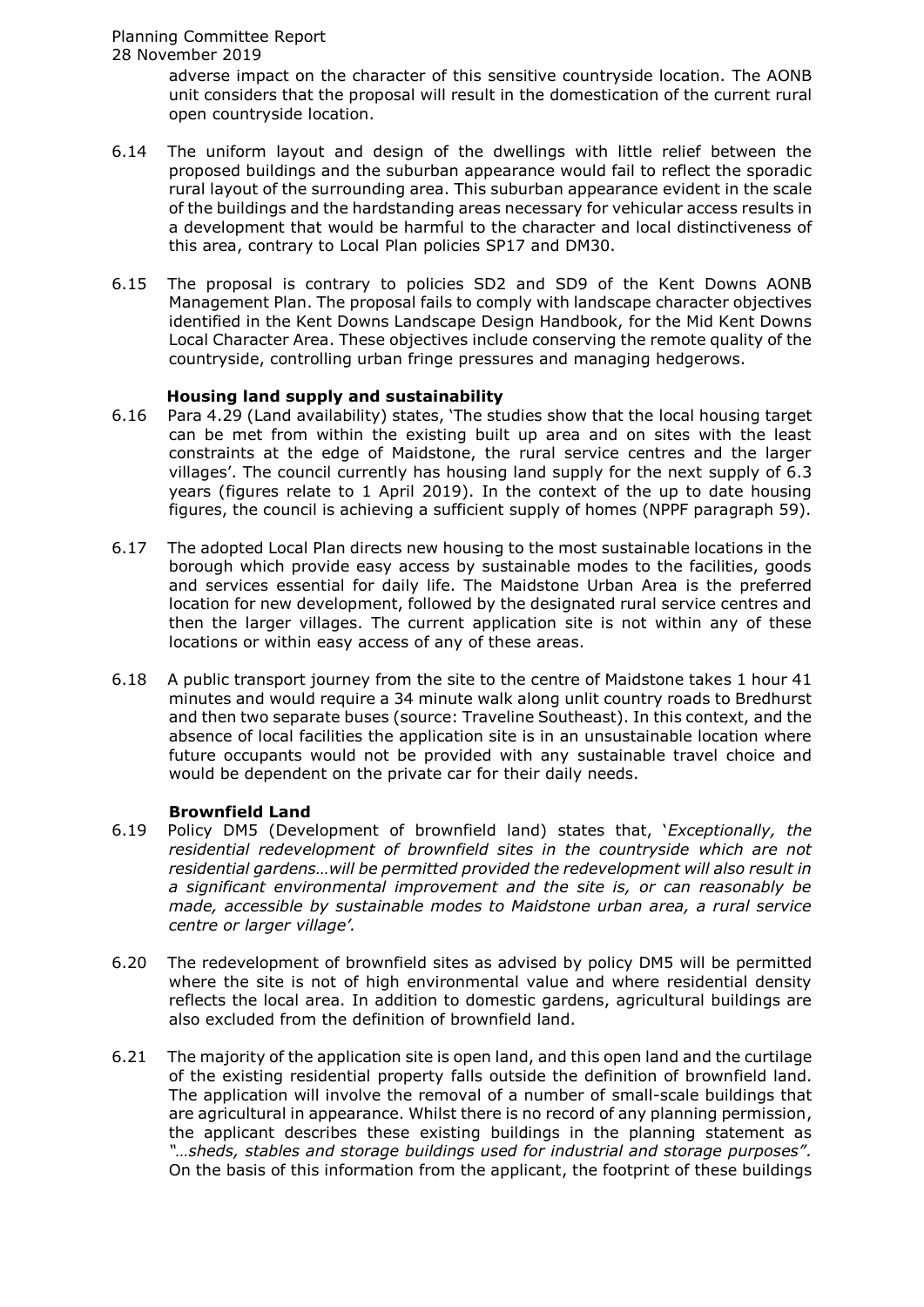adverse impact on the character of this sensitive countryside location. The AONB unit considers that the proposal will result in the domestication of the current rural open countryside location.

6.14 The uniform layout and design of the dwellings with little relief between the proposed buildings and the suburban appearance would fail to reflect the sporadic rural layout of the surrounding area. This suburban appearance evident in the scale of the buildings and the hardstanding areas necessary for vehicular access results in a development that would be harmful to the character and local distinctiveness of this area, contrary to Local Plan policies SP17 and DM30.

6.15 The proposal is contrary to policies SD2 and SD9 of the Kent Downs AONB Management Plan. The proposal fails to comply with landscape character objectives identified in the Kent Downs Landscape Design Handbook, for the Mid Kent Downs Local Character Area. These objectives include conserving the remote quality of the countryside, controlling urban fringe pressures and managing hedgerows.

**Housing land supply and sustainability**

6.16 Para 4.29 (Land availability) states, 'The studies show that the local housing target can be met from within the existing built up area and on sites with the least constraints at the edge of Maidstone, the rural service centres and the larger villages'. The council currently has housing land supply for the next supply of 6.3 years (figures relate to 1 April 2019). In the context of the up to date housing figures, the council is achieving a sufficient supply of homes (NPPF paragraph 59).

6.17 The adopted Local Plan directs new housing to the most sustainable locations in the borough which provide easy access by sustainable modes to the facilities, goods and services essential for daily life. The Maidstone Urban Area is the preferred location for new development, followed by the designated rural service centres and then the larger villages. The current application site is not within any of these locations or within easy access of any of these areas.

6.18 A public transport journey from the site to the centre of Maidstone takes 1 hour 41 minutes and would require a 34 minute walk along unlit country roads to Bredhurst and then two separate buses (source: Traveline Southeast). In this context, and the absence of local facilities the application site is in an unsustainable location where future occupants would not be provided with any sustainable travel choice and would be dependent on the private car for their daily needs.

**Brownfield Land**

6.19 Policy DM5 (Development of brownfield land) states that, '*Exceptionally, the residential redevelopment of brownfield sites in the countryside which are not residential gardens…will be permitted provided the redevelopment will also result in a significant environmental improvement and the site is, or can reasonably be made, accessible by sustainable modes to Maidstone urban area, a rural service centre or larger village'.*

6.20 The redevelopment of brownfield sites as advised by policy DM5 will be permitted where the site is not of high environmental value and where residential density reflects the local area. In addition to domestic gardens, agricultural buildings are also excluded from the definition of brownfield land.

6.21 The majority of the application site is open land, and this open land and the curtilage of the existing residential property falls outside the definition of brownfield land. The application will involve the removal of a number of small-scale buildings that are agricultural in appearance. Whilst there is no record of any planning permission, the applicant describes these existing buildings in the planning statement as *"…sheds, stables and storage buildings used for industrial and storage purposes".* On the basis of this information from the applicant, the footprint of these buildings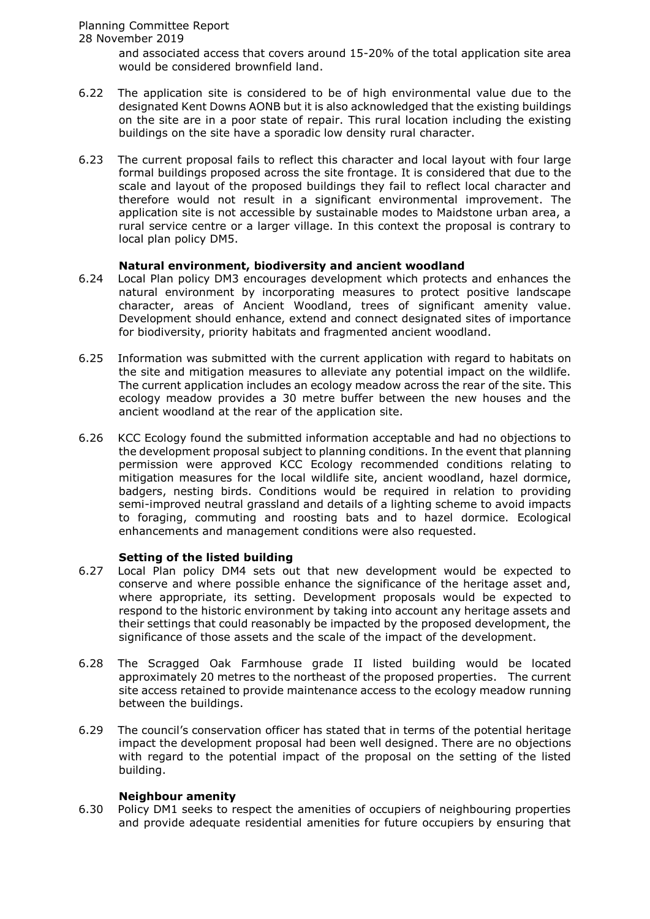and associated access that covers around 15-20% of the total application site area would be considered brownfield land.

6.22 The application site is considered to be of high environmental value due to the designated Kent Downs AONB but it is also acknowledged that the existing buildings on the site are in a poor state of repair. This rural location including the existing buildings on the site have a sporadic low density rural character.

6.23 The current proposal fails to reflect this character and local layout with four large formal buildings proposed across the site frontage. It is considered that due to the scale and layout of the proposed buildings they fail to reflect local character and therefore would not result in a significant environmental improvement. The application site is not accessible by sustainable modes to Maidstone urban area, a rural service centre or a larger village. In this context the proposal is contrary to local plan policy DM5.

**Natural environment, biodiversity and ancient woodland**

6.24 Local Plan policy DM3 encourages development which protects and enhances the natural environment by incorporating measures to protect positive landscape character, areas of Ancient Woodland, trees of significant amenity value. Development should enhance, extend and connect designated sites of importance for biodiversity, priority habitats and fragmented ancient woodland.

6.25 Information was submitted with the current application with regard to habitats on the site and mitigation measures to alleviate any potential impact on the wildlife. The current application includes an ecology meadow across the rear of the site. This ecology meadow provides a 30 metre buffer between the new houses and the ancient woodland at the rear of the application site.

6.26 KCC Ecology found the submitted information acceptable and had no objections to the development proposal subject to planning conditions. In the event that planning permission were approved KCC Ecology recommended conditions relating to mitigation measures for the local wildlife site, ancient woodland, hazel dormice, badgers, nesting birds. Conditions would be required in relation to providing semi-improved neutral grassland and details of a lighting scheme to avoid impacts to foraging, commuting and roosting bats and to hazel dormice. Ecological enhancements and management conditions were also requested.

**Setting of the listed building**

6.27 Local Plan policy DM4 sets out that new development would be expected to conserve and where possible enhance the significance of the heritage asset and, where appropriate, its setting. Development proposals would be expected to respond to the historic environment by taking into account any heritage assets and their settings that could reasonably be impacted by the proposed development, the significance of those assets and the scale of the impact of the development.

6.28 The Scragged Oak Farmhouse grade II listed building would be located approximately 20 metres to the northeast of the proposed properties. The current site access retained to provide maintenance access to the ecology meadow running between the buildings.

6.29 The council's conservation officer has stated that in terms of the potential heritage impact the development proposal had been well designed. There are no objections with regard to the potential impact of the proposal on the setting of the listed building.

**Neighbour amenity**

6.30 Policy DM1 seeks to respect the amenities of occupiers of neighbouring properties and provide adequate residential amenities for future occupiers by ensuring that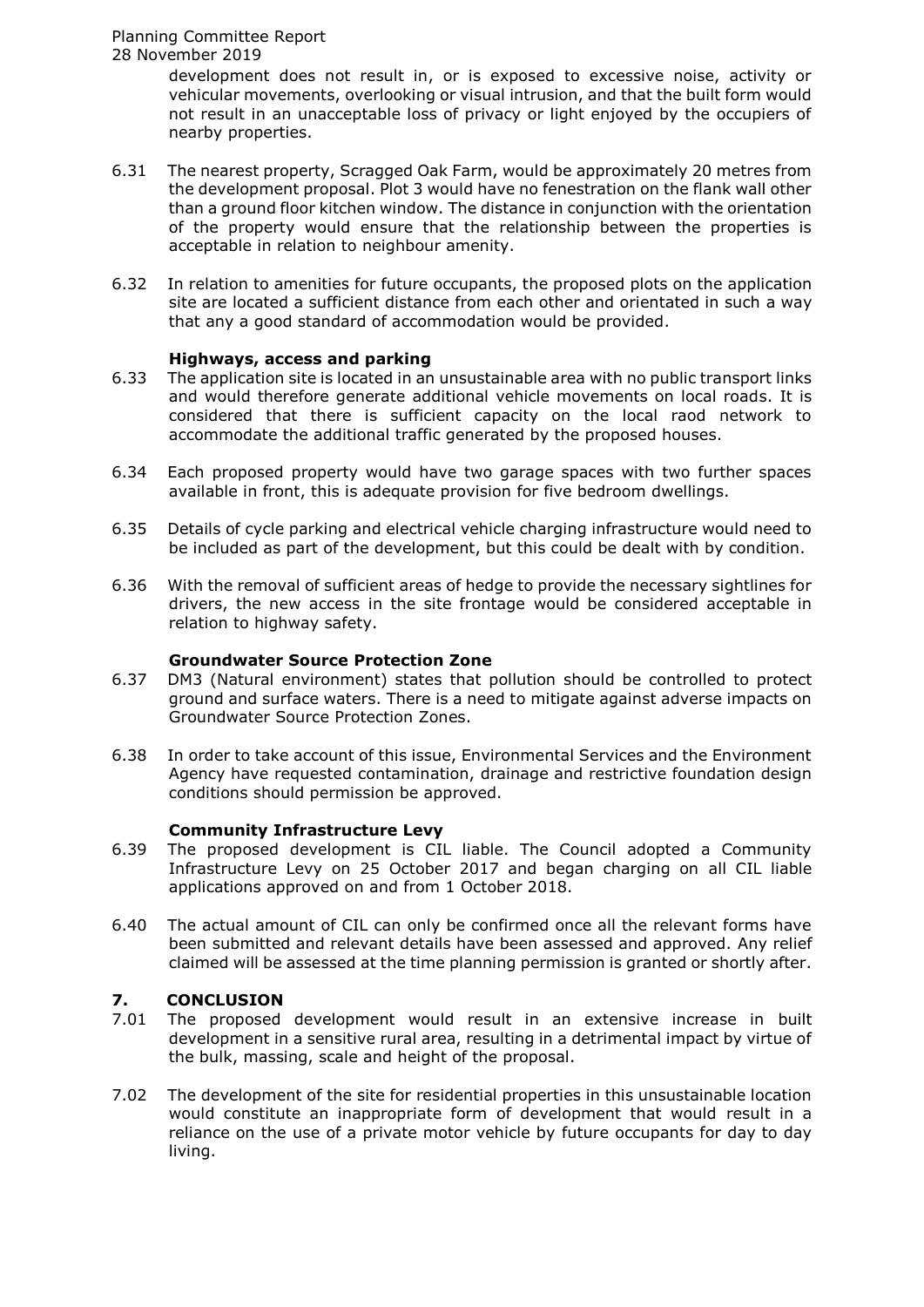development does not result in, or is exposed to excessive noise, activity or vehicular movements, overlooking or visual intrusion, and that the built form would not result in an unacceptable loss of privacy or light enjoyed by the occupiers of nearby properties.

6.31 The nearest property, Scragged Oak Farm, would be approximately 20 metres from the development proposal. Plot 3 would have no fenestration on the flank wall other than a ground floor kitchen window. The distance in conjunction with the orientation of the property would ensure that the relationship between the properties is acceptable in relation to neighbour amenity.

6.32 In relation to amenities for future occupants, the proposed plots on the application site are located a sufficient distance from each other and orientated in such a way that any a good standard of accommodation would be provided.

**Highways, access and parking**

6.33 The application site is located in an unsustainable area with no public transport links and would therefore generate additional vehicle movements on local roads. It is considered that there is sufficient capacity on the local raod network to accommodate the additional traffic generated by the proposed houses.

6.34 Each proposed property would have two garage spaces with two further spaces available in front, this is adequate provision for five bedroom dwellings.

6.35 Details of cycle parking and electrical vehicle charging infrastructure would need to be included as part of the development, but this could be dealt with by condition.

6.36 With the removal of sufficient areas of hedge to provide the necessary sightlines for drivers, the new access in the site frontage would be considered acceptable in relation to highway safety.

**Groundwater Source Protection Zone**

6.37 DM3 (Natural environment) states that pollution should be controlled to protect ground and surface waters. There is a need to mitigate against adverse impacts on Groundwater Source Protection Zones.

6.38 In order to take account of this issue, Environmental Services and the Environment Agency have requested contamination, drainage and restrictive foundation design conditions should permission be approved.

**Community Infrastructure Levy**

6.39 The proposed development is CIL liable. The Council adopted a Community Infrastructure Levy on 25 October 2017 and began charging on all CIL liable applications approved on and from 1 October 2018.

6.40 The actual amount of CIL can only be confirmed once all the relevant forms have been submitted and relevant details have been assessed and approved. Any relief claimed will be assessed at the time planning permission is granted or shortly after.

## 7. CONCLUSION

7.01 The proposed development would result in an extensive increase in built development in a sensitive rural area, resulting in a detrimental impact by virtue of the bulk, massing, scale and height of the proposal.

7.02 The development of the site for residential properties in this unsustainable location would constitute an inappropriate form of development that would result in a reliance on the use of a private motor vehicle by future occupants for day to day living.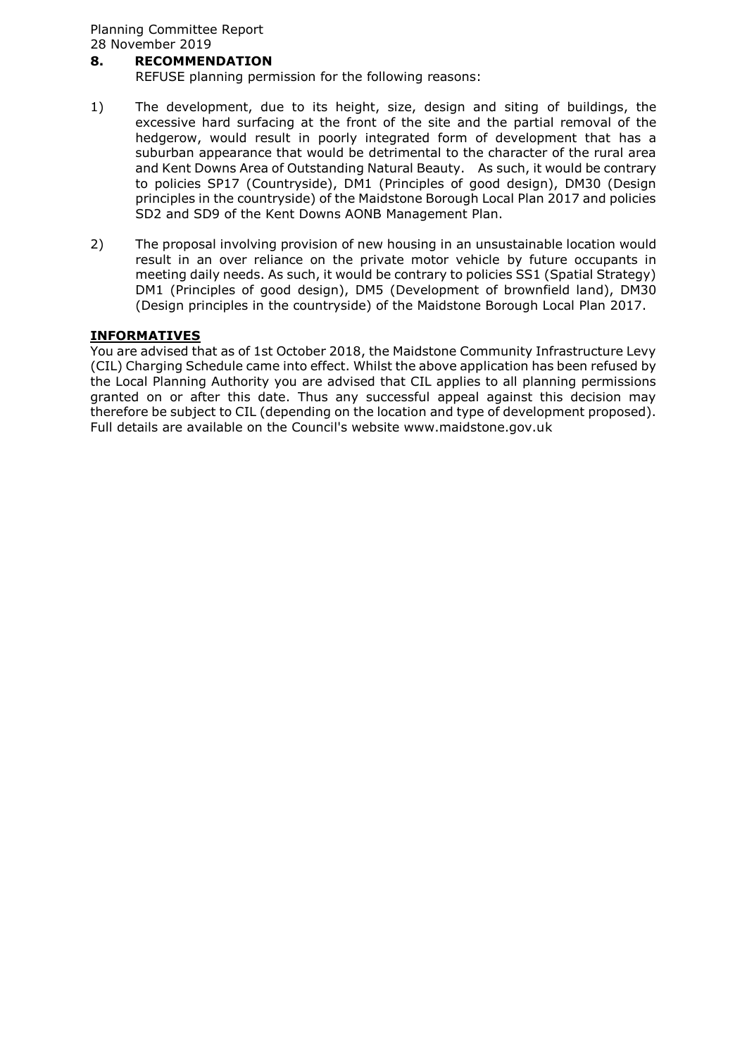## 8. RECOMMENDATION

REFUSE planning permission for the following reasons:

1) The development, due to its height, size, design and siting of buildings, the excessive hard surfacing at the front of the site and the partial removal of the hedgerow, would result in poorly integrated form of development that has a suburban appearance that would be detrimental to the character of the rural area and Kent Downs Area of Outstanding Natural Beauty. As such, it would be contrary to policies SP17 (Countryside), DM1 (Principles of good design), DM30 (Design principles in the countryside) of the Maidstone Borough Local Plan 2017 and policies SD2 and SD9 of the Kent Downs AONB Management Plan.

2) The proposal involving provision of new housing in an unsustainable location would result in an over reliance on the private motor vehicle by future occupants in meeting daily needs. As such, it would be contrary to policies SS1 (Spatial Strategy) DM1 (Principles of good design), DM5 (Development of brownfield land), DM30 (Design principles in the countryside) of the Maidstone Borough Local Plan 2017.

## INFORMATIVES

You are advised that as of 1st October 2018, the Maidstone Community Infrastructure Levy (CIL) Charging Schedule came into effect. Whilst the above application has been refused by the Local Planning Authority you are advised that CIL applies to all planning permissions granted on or after this date. Thus any successful appeal against this decision may therefore be subject to CIL (depending on the location and type of development proposed). Full details are available on the Council's website www.maidstone.gov.uk